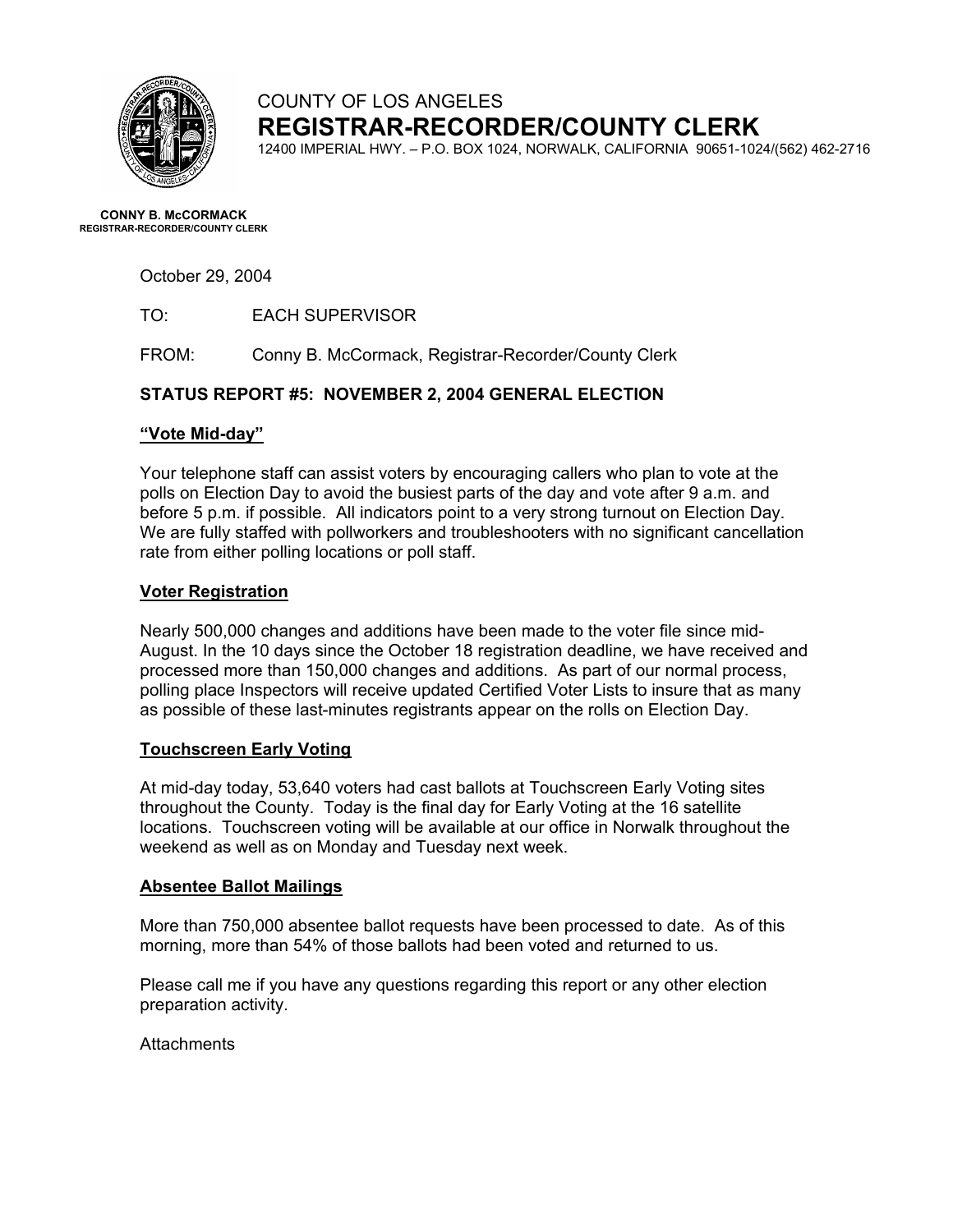COUNTY OF LOS ANGELES

**REGISTRAR-RECORDER/COUNTY CLERK**

12400 IMPERIAL HWY. – P.O. BOX 1024, NORWALK, CALIFORNIA 90651-1024/(562) 462-2716

**CONNY B. McCORMACK**
**REGISTRAR-RECORDER/COUNTY CLERK**

October 29, 2004

TO: EACH SUPERVISOR

FROM: Conny B. McCormack, Registrar-Recorder/County Clerk

**STATUS REPORT #5: NOVEMBER 2, 2004 GENERAL ELECTION**

**"Vote Mid-day"**

Your telephone staff can assist voters by encouraging callers who plan to vote at the polls on Election Day to avoid the busiest parts of the day and vote after 9 a.m. and before 5 p.m. if possible. All indicators point to a very strong turnout on Election Day. We are fully staffed with pollworkers and troubleshooters with no significant cancellation rate from either polling locations or poll staff.

**Voter Registration**

Nearly 500,000 changes and additions have been made to the voter file since mid-August. In the 10 days since the October 18 registration deadline, we have received and processed more than 150,000 changes and additions. As part of our normal process, polling place Inspectors will receive updated Certified Voter Lists to insure that as many as possible of these last-minutes registrants appear on the rolls on Election Day.

**Touchscreen Early Voting**

At mid-day today, 53,640 voters had cast ballots at Touchscreen Early Voting sites throughout the County. Today is the final day for Early Voting at the 16 satellite locations. Touchscreen voting will be available at our office in Norwalk throughout the weekend as well as on Monday and Tuesday next week.

**Absentee Ballot Mailings**

More than 750,000 absentee ballot requests have been processed to date. As of this morning, more than 54% of those ballots had been voted and returned to us.

Please call me if you have any questions regarding this report or any other election preparation activity.

Attachments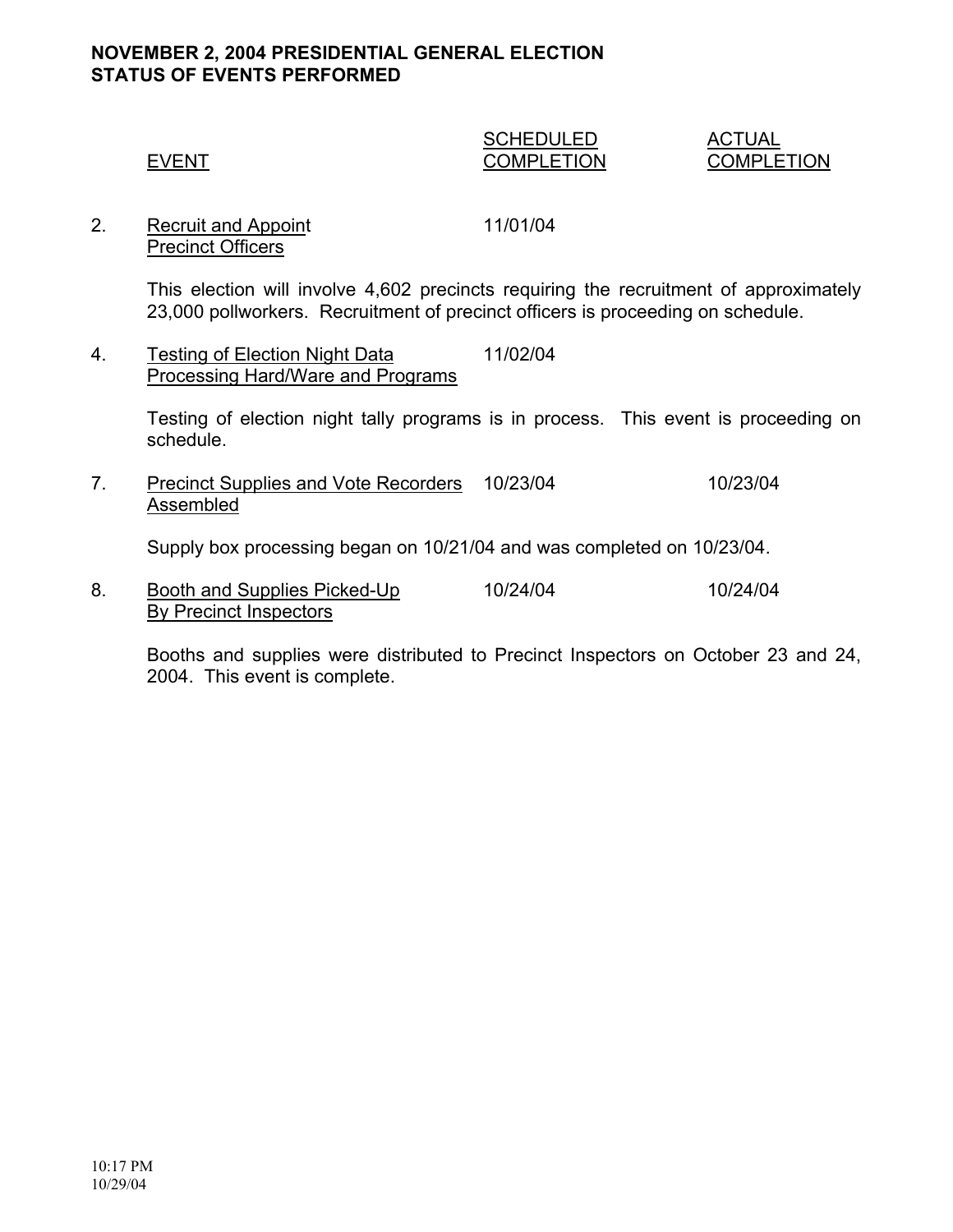**NOVEMBER 2, 2004 PRESIDENTIAL GENERAL ELECTION**
**STATUS OF EVENTS PERFORMED**

| | EVENT | SCHEDULED COMPLETION | ACTUAL COMPLETION |
|---|---|---|---|
| 2. | Recruit and Appoint Precinct Officers | 11/01/04 | |

This election will involve 4,602 precincts requiring the recruitment of approximately 23,000 pollworkers. Recruitment of precinct officers is proceeding on schedule.

| | EVENT | SCHEDULED COMPLETION | ACTUAL COMPLETION |
|---|---|---|---|
| 4. | Testing of Election Night Data Processing Hard/Ware and Programs | 11/02/04 | |

Testing of election night tally programs is in process. This event is proceeding on schedule.

| | EVENT | SCHEDULED COMPLETION | ACTUAL COMPLETION |
|---|---|---|---|
| 7. | Precinct Supplies and Vote Recorders Assembled | 10/23/04 | 10/23/04 |

Supply box processing began on 10/21/04 and was completed on 10/23/04.

| | EVENT | SCHEDULED COMPLETION | ACTUAL COMPLETION |
|---|---|---|---|
| 8. | Booth and Supplies Picked-Up By Precinct Inspectors | 10/24/04 | 10/24/04 |

Booths and supplies were distributed to Precinct Inspectors on October 23 and 24, 2004. This event is complete.

10:17 PM
10/29/04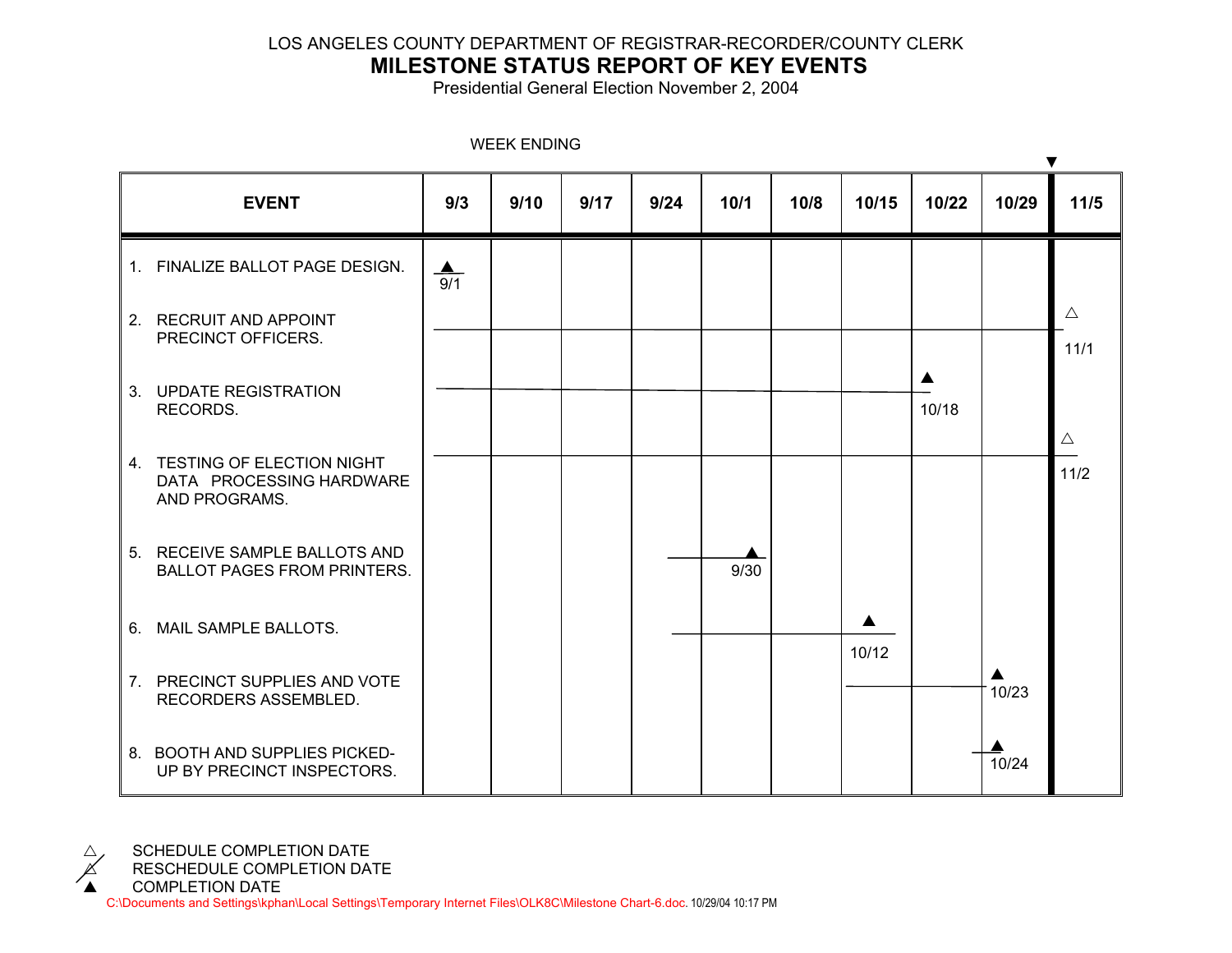LOS ANGELES COUNTY DEPARTMENT OF REGISTRAR-RECORDER/COUNTY CLERK

# MILESTONE STATUS REPORT OF KEY EVENTS

Presidential General Election November 2, 2004

WEEK ENDING

| EVENT | 9/3 | 9/10 | 9/17 | 9/24 | 10/1 | 10/8 | 10/15 | 10/22 | 10/29 | 11/5 |
|---|---|---|---|---|---|---|---|---|---|---|
| 1. FINALIZE BALLOT PAGE DESIGN. | ▲ 9/1 | | | | | | | | | |
| 2. RECRUIT AND APPOINT PRECINCT OFFICERS. | | | | | | | | | | △ 11/1 |
| 3. UPDATE REGISTRATION RECORDS. | | | | | | | | ▲ 10/18 | | |
| 4. TESTING OF ELECTION NIGHT DATA PROCESSING HARDWARE AND PROGRAMS. | | | | | | | | | | △ 11/2 |
| 5. RECEIVE SAMPLE BALLOTS AND BALLOT PAGES FROM PRINTERS. | | | | | ▲ 9/30 | | | | | |
| 6. MAIL SAMPLE BALLOTS. | | | | | | | ▲ 10/12 | | | |
| 7. PRECINCT SUPPLIES AND VOTE RECORDERS ASSEMBLED. | | | | | | | | | ▲ 10/23 | |
| 8. BOOTH AND SUPPLIES PICKED-UP BY PRECINCT INSPECTORS. | | | | | | | | | ▲ 10/24 | |

△ SCHEDULE COMPLETION DATE
RESCHEDULE COMPLETION DATE
▲ COMPLETION DATE

C:\Documents and Settings\kphan\Local Settings\Temporary Internet Files\OLK8C\Milestone Chart-6.doc. 10/29/04 10:17 PM